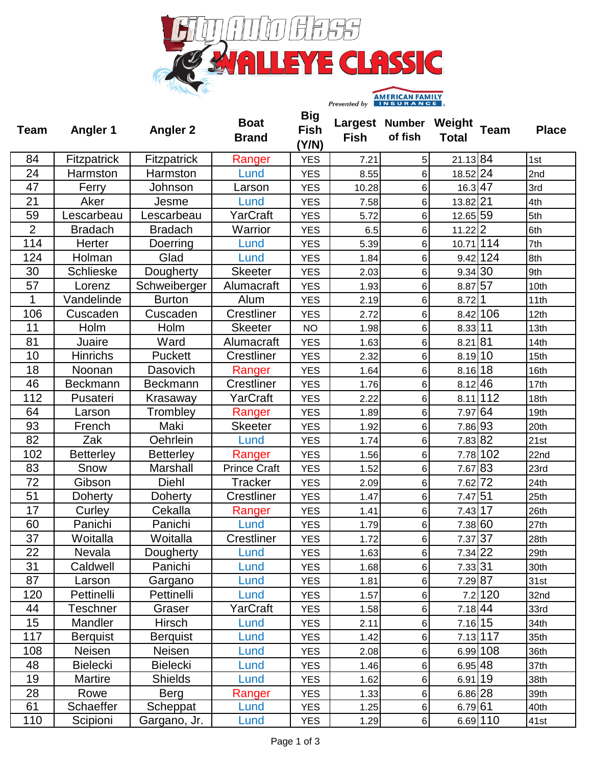# City Auto Glass Walleye Classic

Presented by American Family Insurance

| Team | Angler 1 | Angler 2 | Boat Brand | Big Fish (Y/N) | Largest Fish | Number of fish | Weight Total | Team | Place |
|---|---|---|---|---|---|---|---|---|---|
| 84 | Fitzpatrick | Fitzpatrick | Ranger | YES | 7.21 | 5 | 21.13 | 84 | 1st |
| 24 | Harmston | Harmston | Lund | YES | 8.55 | 6 | 18.52 | 24 | 2nd |
| 47 | Ferry | Johnson | Larson | YES | 10.28 | 6 | 16.3 | 47 | 3rd |
| 21 | Aker | Jesme | Lund | YES | 7.58 | 6 | 13.82 | 21 | 4th |
| 59 | Lescarbeau | Lescarbeau | YarCraft | YES | 5.72 | 6 | 12.65 | 59 | 5th |
| 2 | Bradach | Bradach | Warrior | YES | 6.5 | 6 | 11.22 | 2 | 6th |
| 114 | Herter | Doerring | Lund | YES | 5.39 | 6 | 10.71 | 114 | 7th |
| 124 | Holman | Glad | Lund | YES | 1.84 | 6 | 9.42 | 124 | 8th |
| 30 | Schlieske | Dougherty | Skeeter | YES | 2.03 | 6 | 9.34 | 30 | 9th |
| 57 | Lorenz | Schweiberger | Alumacraft | YES | 1.93 | 6 | 8.87 | 57 | 10th |
| 1 | Vandelinde | Burton | Alum | YES | 2.19 | 6 | 8.72 | 1 | 11th |
| 106 | Cuscaden | Cuscaden | Crestliner | YES | 2.72 | 6 | 8.42 | 106 | 12th |
| 11 | Holm | Holm | Skeeter | NO | 1.98 | 6 | 8.33 | 11 | 13th |
| 81 | Juaire | Ward | Alumacraft | YES | 1.63 | 6 | 8.21 | 81 | 14th |
| 10 | Hinrichs | Puckett | Crestliner | YES | 2.32 | 6 | 8.19 | 10 | 15th |
| 18 | Noonan | Dasovich | Ranger | YES | 1.64 | 6 | 8.16 | 18 | 16th |
| 46 | Beckmann | Beckmann | Crestliner | YES | 1.76 | 6 | 8.12 | 46 | 17th |
| 112 | Pusateri | Krasaway | YarCraft | YES | 2.22 | 6 | 8.11 | 112 | 18th |
| 64 | Larson | Trombley | Ranger | YES | 1.89 | 6 | 7.97 | 64 | 19th |
| 93 | French | Maki | Skeeter | YES | 1.92 | 6 | 7.86 | 93 | 20th |
| 82 | Zak | Oehrlein | Lund | YES | 1.74 | 6 | 7.83 | 82 | 21st |
| 102 | Betterley | Betterley | Ranger | YES | 1.56 | 6 | 7.78 | 102 | 22nd |
| 83 | Snow | Marshall | Prince Craft | YES | 1.52 | 6 | 7.67 | 83 | 23rd |
| 72 | Gibson | Diehl | Tracker | YES | 2.09 | 6 | 7.62 | 72 | 24th |
| 51 | Doherty | Doherty | Crestliner | YES | 1.47 | 6 | 7.47 | 51 | 25th |
| 17 | Curley | Cekalla | Ranger | YES | 1.41 | 6 | 7.43 | 17 | 26th |
| 60 | Panichi | Panichi | Lund | YES | 1.79 | 6 | 7.38 | 60 | 27th |
| 37 | Woitalla | Woitalla | Crestliner | YES | 1.72 | 6 | 7.37 | 37 | 28th |
| 22 | Nevala | Dougherty | Lund | YES | 1.63 | 6 | 7.34 | 22 | 29th |
| 31 | Caldwell | Panichi | Lund | YES | 1.68 | 6 | 7.33 | 31 | 30th |
| 87 | Larson | Gargano | Lund | YES | 1.81 | 6 | 7.29 | 87 | 31st |
| 120 | Pettinelli | Pettinelli | Lund | YES | 1.57 | 6 | 7.2 | 120 | 32nd |
| 44 | Teschner | Graser | YarCraft | YES | 1.58 | 6 | 7.18 | 44 | 33rd |
| 15 | Mandler | Hirsch | Lund | YES | 2.11 | 6 | 7.16 | 15 | 34th |
| 117 | Berquist | Berquist | Lund | YES | 1.42 | 6 | 7.13 | 117 | 35th |
| 108 | Neisen | Neisen | Lund | YES | 2.08 | 6 | 6.99 | 108 | 36th |
| 48 | Bielecki | Bielecki | Lund | YES | 1.46 | 6 | 6.95 | 48 | 37th |
| 19 | Martire | Shields | Lund | YES | 1.62 | 6 | 6.91 | 19 | 38th |
| 28 | Rowe | Berg | Ranger | YES | 1.33 | 6 | 6.86 | 28 | 39th |
| 61 | Schaeffer | Scheppat | Lund | YES | 1.25 | 6 | 6.79 | 61 | 40th |
| 110 | Scipioni | Gargano, Jr. | Lund | YES | 1.29 | 6 | 6.69 | 110 | 41st |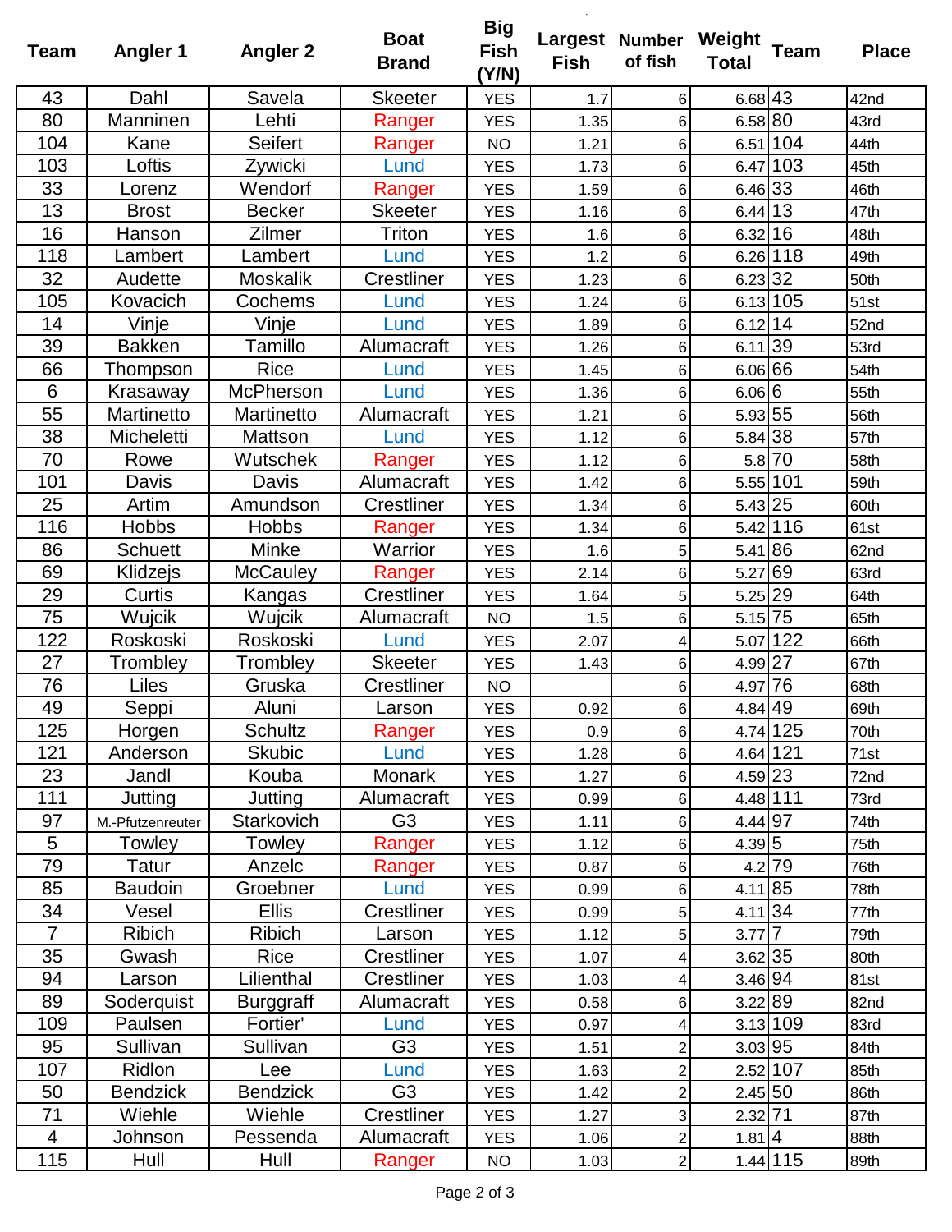| Team | Angler 1 | Angler 2 | Boat Brand | Big Fish (Y/N) | Largest Fish | Number of fish | Weight Total | Team | Place |
|---|---|---|---|---|---|---|---|---|---|
| 43 | Dahl | Savela | Skeeter | YES | 1.7 | 6 | 6.68 | 43 | 42nd |
| 80 | Manninen | Lehti | Ranger | YES | 1.35 | 6 | 6.58 | 80 | 43rd |
| 104 | Kane | Seifert | Ranger | NO | 1.21 | 6 | 6.51 | 104 | 44th |
| 103 | Loftis | Zywicki | Lund | YES | 1.73 | 6 | 6.47 | 103 | 45th |
| 33 | Lorenz | Wendorf | Ranger | YES | 1.59 | 6 | 6.46 | 33 | 46th |
| 13 | Brost | Becker | Skeeter | YES | 1.16 | 6 | 6.44 | 13 | 47th |
| 16 | Hanson | Zilmer | Triton | YES | 1.6 | 6 | 6.32 | 16 | 48th |
| 118 | Lambert | Lambert | Lund | YES | 1.2 | 6 | 6.26 | 118 | 49th |
| 32 | Audette | Moskalik | Crestliner | YES | 1.23 | 6 | 6.23 | 32 | 50th |
| 105 | Kovacich | Cochems | Lund | YES | 1.24 | 6 | 6.13 | 105 | 51st |
| 14 | Vinje | Vinje | Lund | YES | 1.89 | 6 | 6.12 | 14 | 52nd |
| 39 | Bakken | Tamillo | Alumacraft | YES | 1.26 | 6 | 6.11 | 39 | 53rd |
| 66 | Thompson | Rice | Lund | YES | 1.45 | 6 | 6.06 | 66 | 54th |
| 6 | Krasaway | McPherson | Lund | YES | 1.36 | 6 | 6.06 | 6 | 55th |
| 55 | Martinetto | Martinetto | Alumacraft | YES | 1.21 | 6 | 5.93 | 55 | 56th |
| 38 | Micheletti | Mattson | Lund | YES | 1.12 | 6 | 5.84 | 38 | 57th |
| 70 | Rowe | Wutschek | Ranger | YES | 1.12 | 6 | 5.8 | 70 | 58th |
| 101 | Davis | Davis | Alumacraft | YES | 1.42 | 6 | 5.55 | 101 | 59th |
| 25 | Artim | Amundson | Crestliner | YES | 1.34 | 6 | 5.43 | 25 | 60th |
| 116 | Hobbs | Hobbs | Ranger | YES | 1.34 | 6 | 5.42 | 116 | 61st |
| 86 | Schuett | Minke | Warrior | YES | 1.6 | 5 | 5.41 | 86 | 62nd |
| 69 | Klidzejs | McCauley | Ranger | YES | 2.14 | 6 | 5.27 | 69 | 63rd |
| 29 | Curtis | Kangas | Crestliner | YES | 1.64 | 5 | 5.25 | 29 | 64th |
| 75 | Wujcik | Wujcik | Alumacraft | NO | 1.5 | 6 | 5.15 | 75 | 65th |
| 122 | Roskoski | Roskoski | Lund | YES | 2.07 | 4 | 5.07 | 122 | 66th |
| 27 | Trombley | Trombley | Skeeter | YES | 1.43 | 6 | 4.99 | 27 | 67th |
| 76 | Liles | Gruska | Crestliner | NO | | 6 | 4.97 | 76 | 68th |
| 49 | Seppi | Aluni | Larson | YES | 0.92 | 6 | 4.84 | 49 | 69th |
| 125 | Horgen | Schultz | Ranger | YES | 0.9 | 6 | 4.74 | 125 | 70th |
| 121 | Anderson | Skubic | Lund | YES | 1.28 | 6 | 4.64 | 121 | 71st |
| 23 | Jandl | Kouba | Monark | YES | 1.27 | 6 | 4.59 | 23 | 72nd |
| 111 | Jutting | Jutting | Alumacraft | YES | 0.99 | 6 | 4.48 | 111 | 73rd |
| 97 | M.-Pfutzenreuter | Starkovich | G3 | YES | 1.11 | 6 | 4.44 | 97 | 74th |
| 5 | Towley | Towley | Ranger | YES | 1.12 | 6 | 4.39 | 5 | 75th |
| 79 | Tatur | Anzelc | Ranger | YES | 0.87 | 6 | 4.2 | 79 | 76th |
| 85 | Baudoin | Groebner | Lund | YES | 0.99 | 6 | 4.11 | 85 | 78th |
| 34 | Vesel | Ellis | Crestliner | YES | 0.99 | 5 | 4.11 | 34 | 77th |
| 7 | Ribich | Ribich | Larson | YES | 1.12 | 5 | 3.77 | 7 | 79th |
| 35 | Gwash | Rice | Crestliner | YES | 1.07 | 4 | 3.62 | 35 | 80th |
| 94 | Larson | Lilienthal | Crestliner | YES | 1.03 | 4 | 3.46 | 94 | 81st |
| 89 | Soderquist | Burggraff | Alumacraft | YES | 0.58 | 6 | 3.22 | 89 | 82nd |
| 109 | Paulsen | Fortier' | Lund | YES | 0.97 | 4 | 3.13 | 109 | 83rd |
| 95 | Sullivan | Sullivan | G3 | YES | 1.51 | 2 | 3.03 | 95 | 84th |
| 107 | Ridlon | Lee | Lund | YES | 1.63 | 2 | 2.52 | 107 | 85th |
| 50 | Bendzick | Bendzick | G3 | YES | 1.42 | 2 | 2.45 | 50 | 86th |
| 71 | Wiehle | Wiehle | Crestliner | YES | 1.27 | 3 | 2.32 | 71 | 87th |
| 4 | Johnson | Pessenda | Alumacraft | YES | 1.06 | 2 | 1.81 | 4 | 88th |
| 115 | Hull | Hull | Ranger | NO | 1.03 | 2 | 1.44 | 115 | 89th |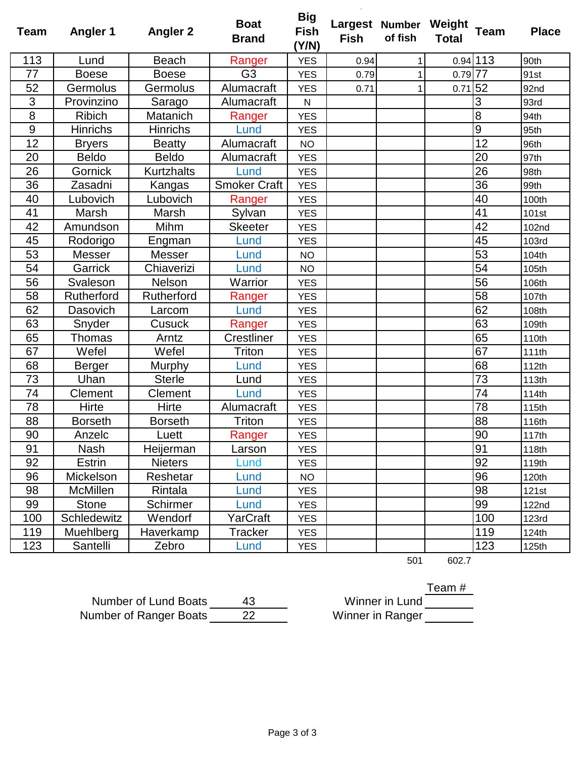| Team | Angler 1 | Angler 2 | Boat Brand | Big Fish (Y/N) | Largest Fish | Number of fish | Weight Total | Team | Place |
|---|---|---|---|---|---|---|---|---|---|
| 113 | Lund | Beach | Ranger | YES | 0.94 | 1 | 0.94 | 113 | 90th |
| 77 | Boese | Boese | G3 | YES | 0.79 | 1 | 0.79 | 77 | 91st |
| 52 | Germolus | Germolus | Alumacraft | YES | 0.71 | 1 | 0.71 | 52 | 92nd |
| 3 | Provinzino | Sarago | Alumacraft | N | | | | 3 | 93rd |
| 8 | Ribich | Matanich | Ranger | YES | | | | 8 | 94th |
| 9 | Hinrichs | Hinrichs | Lund | YES | | | | 9 | 95th |
| 12 | Bryers | Beatty | Alumacraft | NO | | | | 12 | 96th |
| 20 | Beldo | Beldo | Alumacraft | YES | | | | 20 | 97th |
| 26 | Gornick | Kurtzhalts | Lund | YES | | | | 26 | 98th |
| 36 | Zasadni | Kangas | Smoker Craft | YES | | | | 36 | 99th |
| 40 | Lubovich | Lubovich | Ranger | YES | | | | 40 | 100th |
| 41 | Marsh | Marsh | Sylvan | YES | | | | 41 | 101st |
| 42 | Amundson | Mihm | Skeeter | YES | | | | 42 | 102nd |
| 45 | Rodorigo | Engman | Lund | YES | | | | 45 | 103rd |
| 53 | Messer | Messer | Lund | NO | | | | 53 | 104th |
| 54 | Garrick | Chiaverizi | Lund | NO | | | | 54 | 105th |
| 56 | Svaleson | Nelson | Warrior | YES | | | | 56 | 106th |
| 58 | Rutherford | Rutherford | Ranger | YES | | | | 58 | 107th |
| 62 | Dasovich | Larcom | Lund | YES | | | | 62 | 108th |
| 63 | Snyder | Cusuck | Ranger | YES | | | | 63 | 109th |
| 65 | Thomas | Arntz | Crestliner | YES | | | | 65 | 110th |
| 67 | Wefel | Wefel | Triton | YES | | | | 67 | 111th |
| 68 | Berger | Murphy | Lund | YES | | | | 68 | 112th |
| 73 | Uhan | Sterle | Lund | YES | | | | 73 | 113th |
| 74 | Clement | Clement | Lund | YES | | | | 74 | 114th |
| 78 | Hirte | Hirte | Alumacraft | YES | | | | 78 | 115th |
| 88 | Borseth | Borseth | Triton | YES | | | | 88 | 116th |
| 90 | Anzelc | Luett | Ranger | YES | | | | 90 | 117th |
| 91 | Nash | Heijerman | Larson | YES | | | | 91 | 118th |
| 92 | Estrin | Nieters | Lund | YES | | | | 92 | 119th |
| 96 | Mickelson | Reshetar | Lund | NO | | | | 96 | 120th |
| 98 | McMillen | Rintala | Lund | YES | | | | 98 | 121st |
| 99 | Stone | Schirmer | Lund | YES | | | | 99 | 122nd |
| 100 | Schledewitz | Wendorf | YarCraft | YES | | | | 100 | 123rd |
| 119 | Muehlberg | Haverkamp | Tracker | YES | | | | 119 | 124th |
| 123 | Santelli | Zebro | Lund | YES | | | | 123 | 125th |
| | | | | | | 501 | 602.7 | | |

| | | | | |
|---|---|---|---|---|
| | | | | Team # |
| Number of Lund Boats | 43 | | Winner in Lund | |
| Number of Ranger Boats | 22 | | Winner in Ranger | |